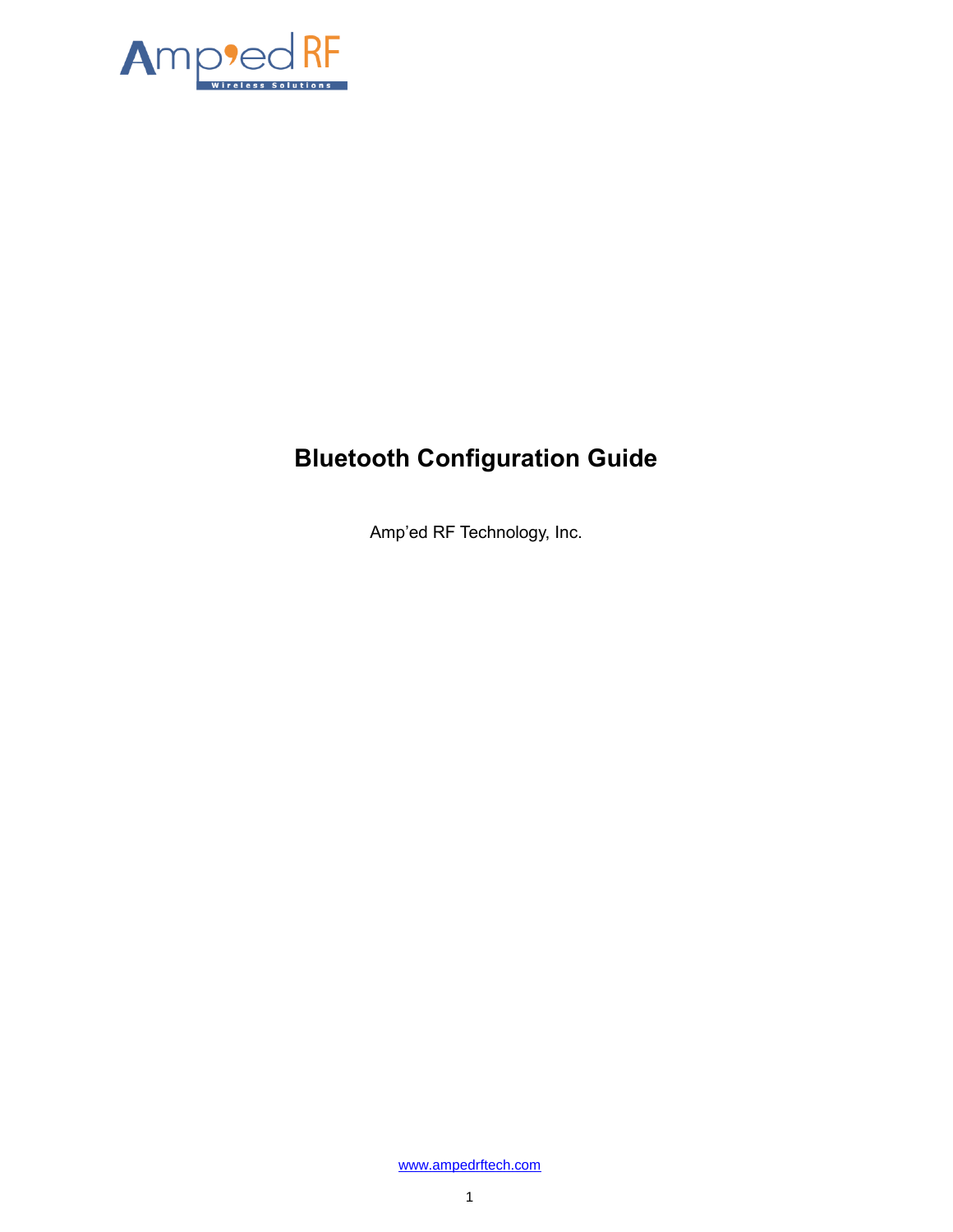# Bluetooth Configuration Guide

Amp'ed RF Technology, Inc.

www.ampedrftech.com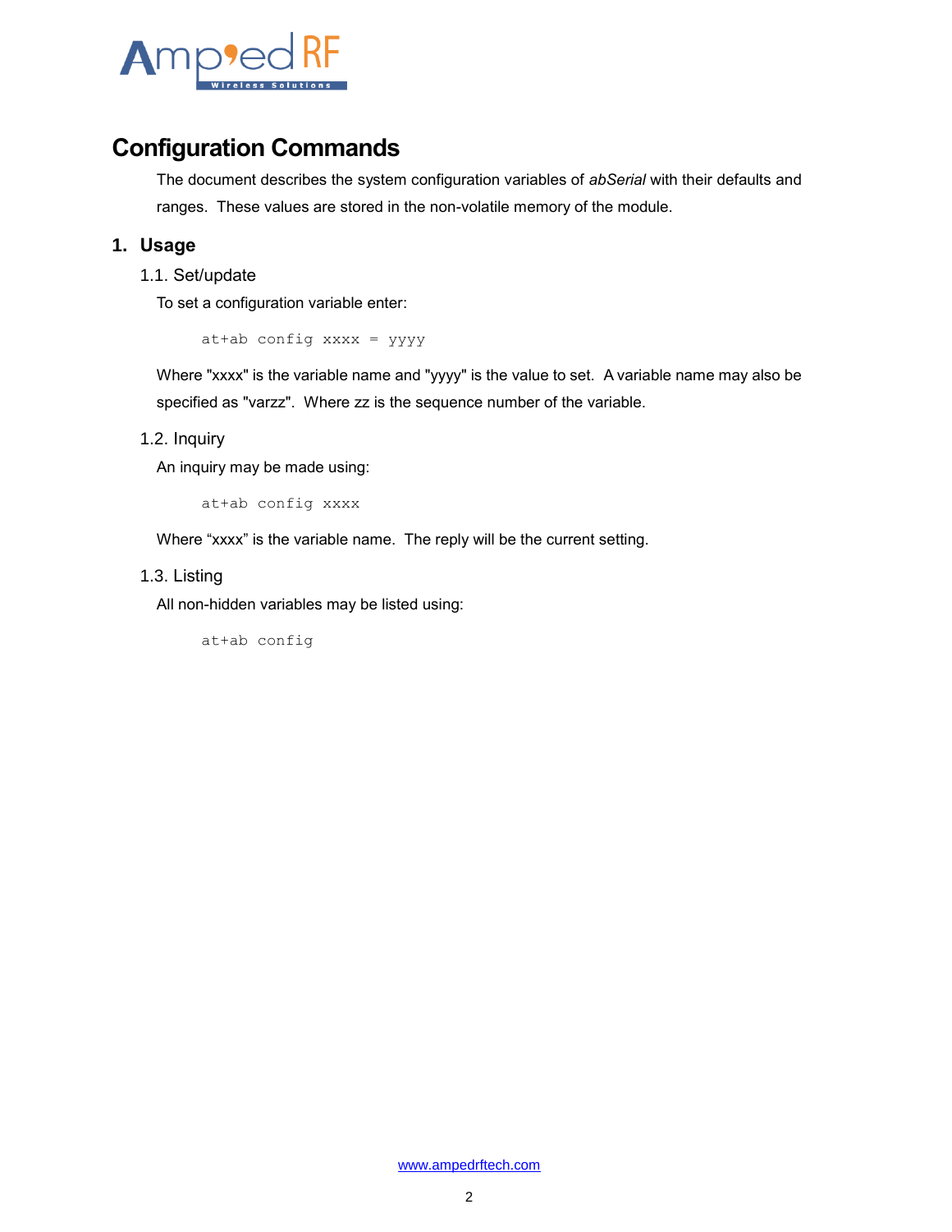# Configuration Commands

The document describes the system configuration variables of *abSerial* with their defaults and ranges. These values are stored in the non-volatile memory of the module.

## 1. Usage

### 1.1. Set/update

To set a configuration variable enter:

```
at+ab config xxxx = yyyy
```

Where "xxxx" is the variable name and "yyyy" is the value to set. A variable name may also be specified as "varzz". Where zz is the sequence number of the variable.

### 1.2. Inquiry

An inquiry may be made using:

```
at+ab config xxxx
```

Where “xxxx” is the variable name. The reply will be the current setting.

### 1.3. Listing

All non-hidden variables may be listed using:

```
at+ab config
```

[www.ampedrftech.com](http://www.ampedrftech.com)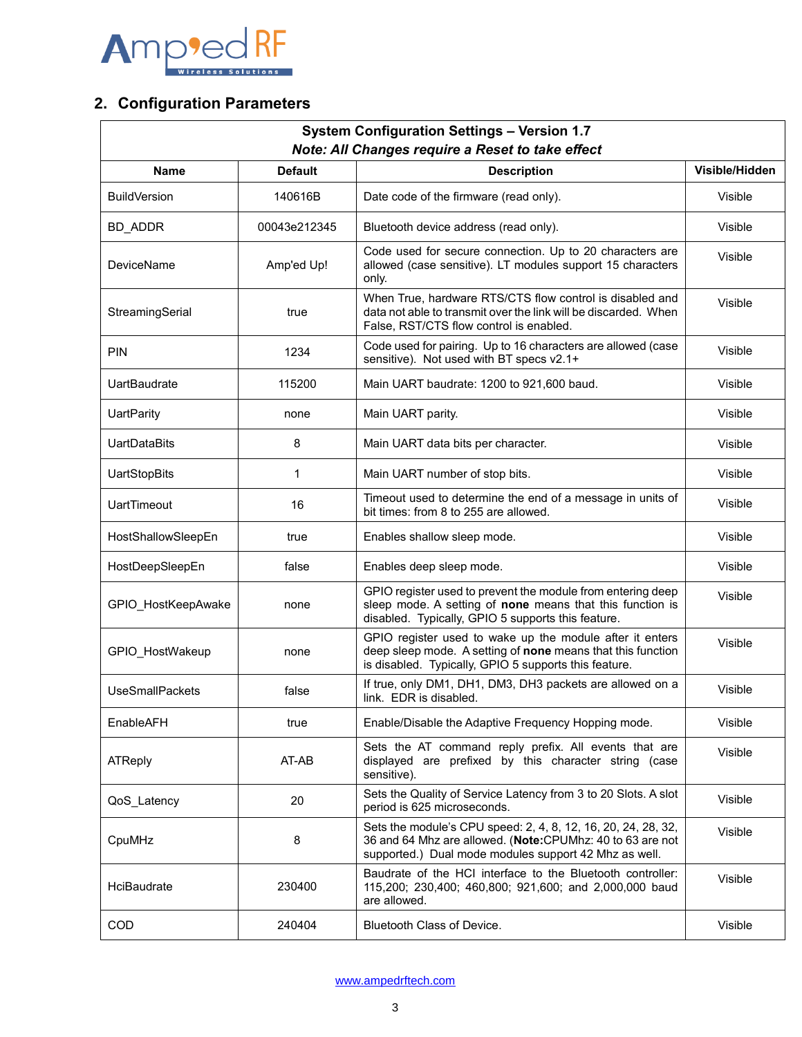## 2. Configuration Parameters

| System Configuration Settings – Version 1.7<br>*Note: All Changes require a Reset to take effect* | | | |
|---|---|---|---|
| **Name** | **Default** | **Description** | **Visible/Hidden** |
| BuildVersion | 140616B | Date code of the firmware (read only). | Visible |
| BD_ADDR | 00043e212345 | Bluetooth device address (read only). | Visible |
| DeviceName | Amp'ed Up! | Code used for secure connection. Up to 20 characters are allowed (case sensitive). LT modules support 15 characters only. | Visible |
| StreamingSerial | true | When True, hardware RTS/CTS flow control is disabled and data not able to transmit over the link will be discarded. When False, RST/CTS flow control is enabled. | Visible |
| PIN | 1234 | Code used for pairing. Up to 16 characters are allowed (case sensitive). Not used with BT specs v2.1+ | Visible |
| UartBaudrate | 115200 | Main UART baudrate: 1200 to 921,600 baud. | Visible |
| UartParity | none | Main UART parity. | Visible |
| UartDataBits | 8 | Main UART data bits per character. | Visible |
| UartStopBits | 1 | Main UART number of stop bits. | Visible |
| UartTimeout | 16 | Timeout used to determine the end of a message in units of bit times: from 8 to 255 are allowed. | Visible |
| HostShallowSleepEn | true | Enables shallow sleep mode. | Visible |
| HostDeepSleepEn | false | Enables deep sleep mode. | Visible |
| GPIO_HostKeepAwake | none | GPIO register used to prevent the module from entering deep sleep mode. A setting of **none** means that this function is disabled. Typically, GPIO 5 supports this feature. | Visible |
| GPIO_HostWakeup | none | GPIO register used to wake up the module after it enters deep sleep mode. A setting of **none** means that this function is disabled. Typically, GPIO 5 supports this feature. | Visible |
| UseSmallPackets | false | If true, only DM1, DH1, DM3, DH3 packets are allowed on a link. EDR is disabled. | Visible |
| EnableAFH | true | Enable/Disable the Adaptive Frequency Hopping mode. | Visible |
| ATReply | AT-AB | Sets the AT command reply prefix. All events that are displayed are prefixed by this character string (case sensitive). | Visible |
| QoS_Latency | 20 | Sets the Quality of Service Latency from 3 to 20 Slots. A slot period is 625 microseconds. | Visible |
| CpuMHz | 8 | Sets the module's CPU speed: 2, 4, 8, 12, 16, 20, 24, 28, 32, 36 and 64 Mhz are allowed. (**Note:**CPUMhz: 40 to 63 are not supported.) Dual mode modules support 42 Mhz as well. | Visible |
| HciBaudrate | 230400 | Baudrate of the HCI interface to the Bluetooth controller: 115,200; 230,400; 460,800; 921,600; and 2,000,000 baud are allowed. | Visible |
| COD | 240404 | Bluetooth Class of Device. | Visible |

www.ampedrftech.com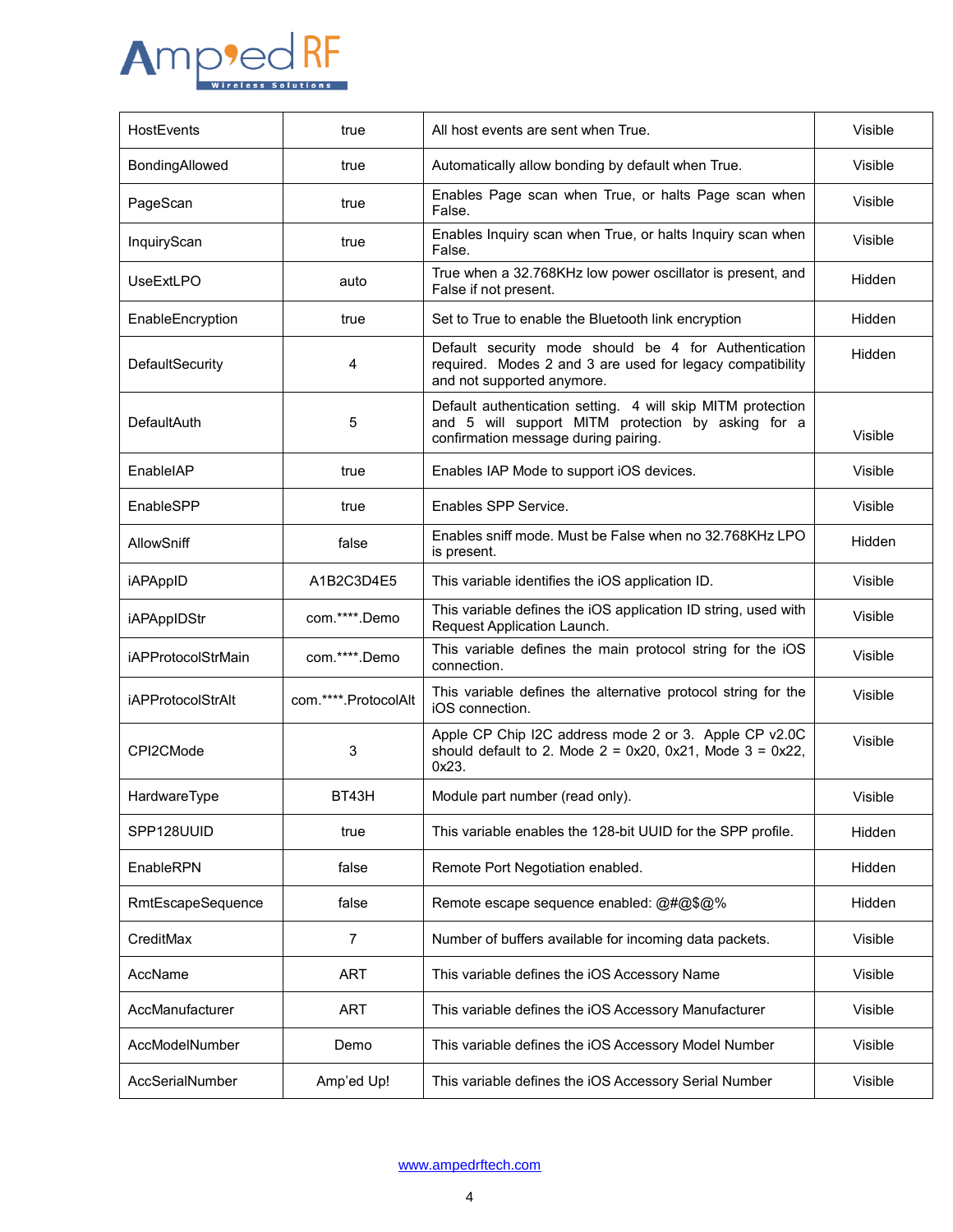| HostEvents | true | All host events are sent when True. | Visible |
|---|---|---|---|
| BondingAllowed | true | Automatically allow bonding by default when True. | Visible |
| PageScan | true | Enables Page scan when True, or halts Page scan when False. | Visible |
| InquiryScan | true | Enables Inquiry scan when True, or halts Inquiry scan when False. | Visible |
| UseExtLPO | auto | True when a 32.768KHz low power oscillator is present, and False if not present. | Hidden |
| EnableEncryption | true | Set to True to enable the Bluetooth link encryption | Hidden |
| DefaultSecurity | 4 | Default security mode should be 4 for Authentication required. Modes 2 and 3 are used for legacy compatibility and not supported anymore. | Hidden |
| DefaultAuth | 5 | Default authentication setting. 4 will skip MITM protection and 5 will support MITM protection by asking for a confirmation message during pairing. | Visible |
| EnableIAP | true | Enables IAP Mode to support iOS devices. | Visible |
| EnableSPP | true | Enables SPP Service. | Visible |
| AllowSniff | false | Enables sniff mode. Must be False when no 32.768KHz LPO is present. | Hidden |
| iAPAppID | A1B2C3D4E5 | This variable identifies the iOS application ID. | Visible |
| iAPAppIDStr | com.****.Demo | This variable defines the iOS application ID string, used with Request Application Launch. | Visible |
| iAPProtocolStrMain | com.****.Demo | This variable defines the main protocol string for the iOS connection. | Visible |
| iAPProtocolStrAlt | com.****.ProtocolAlt | This variable defines the alternative protocol string for the iOS connection. | Visible |
| CPI2CMode | 3 | Apple CP Chip I2C address mode 2 or 3. Apple CP v2.0C should default to 2. Mode 2 = 0x20, 0x21, Mode 3 = 0x22, 0x23. | Visible |
| HardwareType | BT43H | Module part number (read only). | Visible |
| SPP128UUID | true | This variable enables the 128-bit UUID for the SPP profile. | Hidden |
| EnableRPN | false | Remote Port Negotiation enabled. | Hidden |
| RmtEscapeSequence | false | Remote escape sequence enabled: @#@$@% | Hidden |
| CreditMax | 7 | Number of buffers available for incoming data packets. | Visible |
| AccName | ART | This variable defines the iOS Accessory Name | Visible |
| AccManufacturer | ART | This variable defines the iOS Accessory Manufacturer | Visible |
| AccModelNumber | Demo | This variable defines the iOS Accessory Model Number | Visible |
| AccSerialNumber | Amp'ed Up! | This variable defines the iOS Accessory Serial Number | Visible |

www.ampedrftech.com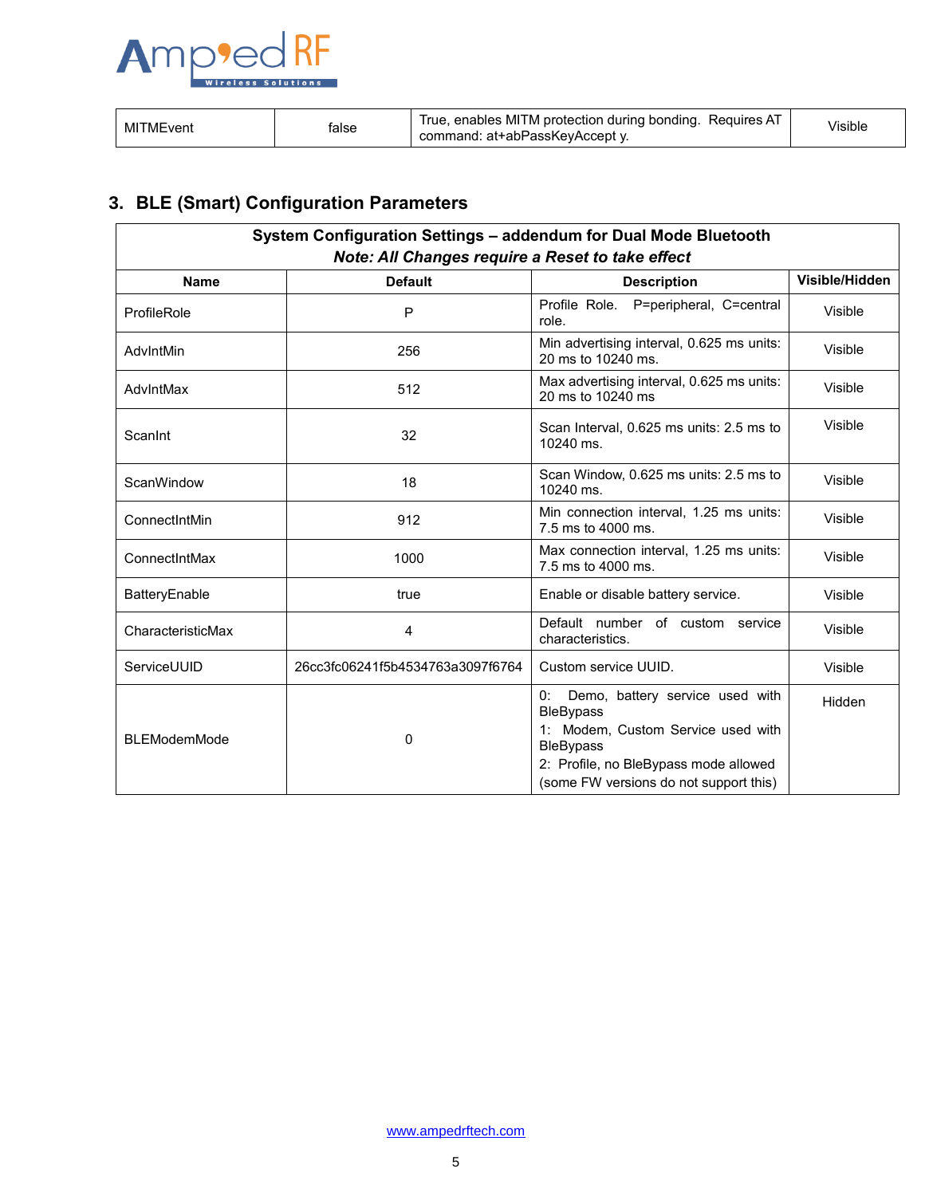| MITMEvent | false | True, enables MITM protection during bonding. Requires AT command: at+abPassKeyAccept y. | Visible |
|---|---|---|---|

## 3. BLE (Smart) Configuration Parameters

| System Configuration Settings – addendum for Dual Mode Bluetooth<br>*Note: All Changes require a Reset to take effect* | | | |
|---|---|---|---|
| **Name** | **Default** | **Description** | **Visible/Hidden** |
| ProfileRole | P | Profile Role. P=peripheral, C=central role. | Visible |
| AdvIntMin | 256 | Min advertising interval, 0.625 ms units: 20 ms to 10240 ms. | Visible |
| AdvIntMax | 512 | Max advertising interval, 0.625 ms units: 20 ms to 10240 ms | Visible |
| ScanInt | 32 | Scan Interval, 0.625 ms units: 2.5 ms to 10240 ms. | Visible |
| ScanWindow | 18 | Scan Window, 0.625 ms units: 2.5 ms to 10240 ms. | Visible |
| ConnectIntMin | 912 | Min connection interval, 1.25 ms units: 7.5 ms to 4000 ms. | Visible |
| ConnectIntMax | 1000 | Max connection interval, 1.25 ms units: 7.5 ms to 4000 ms. | Visible |
| BatteryEnable | true | Enable or disable battery service. | Visible |
| CharacteristicMax | 4 | Default number of custom service characteristics. | Visible |
| ServiceUUID | 26cc3fc06241f5b4534763a3097f6764 | Custom service UUID. | Visible |
| BLEModemMode | 0 | 0: Demo, battery service used with BleBypass<br>1: Modem, Custom Service used with BleBypass<br>2: Profile, no BleBypass mode allowed (some FW versions do not support this) | Hidden |

www.ampedrftech.com